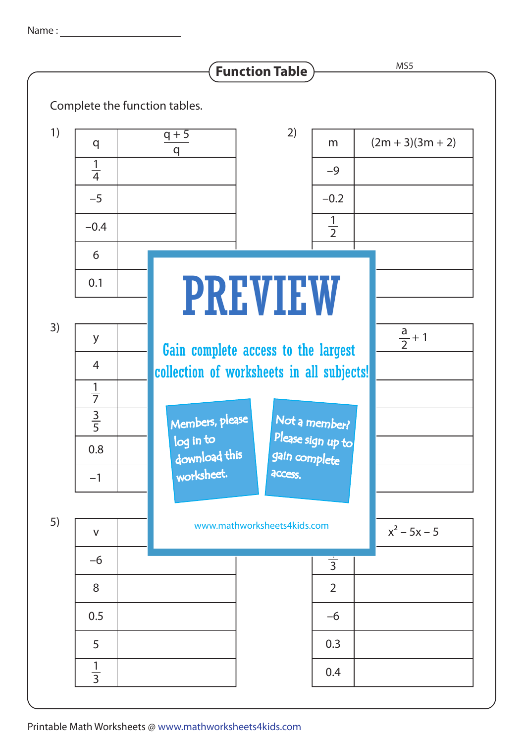Name : ______________________

## Function Table

Complete the function tables.

1)

| $q$ | $\frac{q+5}{q}$ |
|---|---|
| $\frac{1}{4}$ | |
| $-5$ | |
| $-0.4$ | |
| $6$ | |
| $0.1$ | |

2)

| $m$ | $(2m + 3)(3m + 2)$ |
|---|---|
| $-9$ | |
| $-0.2$ | |
| $\frac{1}{2}$ | |
| | |
| | |

3)

| $y$ | |
|---|---|
| $4$ | |
| $\frac{1}{7}$ | |
| $\frac{3}{5}$ | |
| $0.8$ | |
| $-1$ | |

4)

| | $\frac{a}{2} + 1$ |
|---|---|
| | |
| | |
| | |
| | |
| | |

5)

| $v$ | |
|---|---|
| $-6$ | |
| $8$ | |
| $0.5$ | |
| $5$ | |
| $\frac{1}{3}$ | |

6)

| | $x^2 - 5x - 5$ |
|---|---|
| $\frac{}{3}$ | |
| $2$ | |
| $-6$ | |
| $0.3$ | |
| $0.4$ | |

PREVIEW

Gain complete access to the largest collection of worksheets in all subjects!

Members, please log in to download this worksheet.

Not a member? Please sign up to gain complete access.

www.mathworksheets4kids.com

Printable Math Worksheets @ www.mathworksheets4kids.com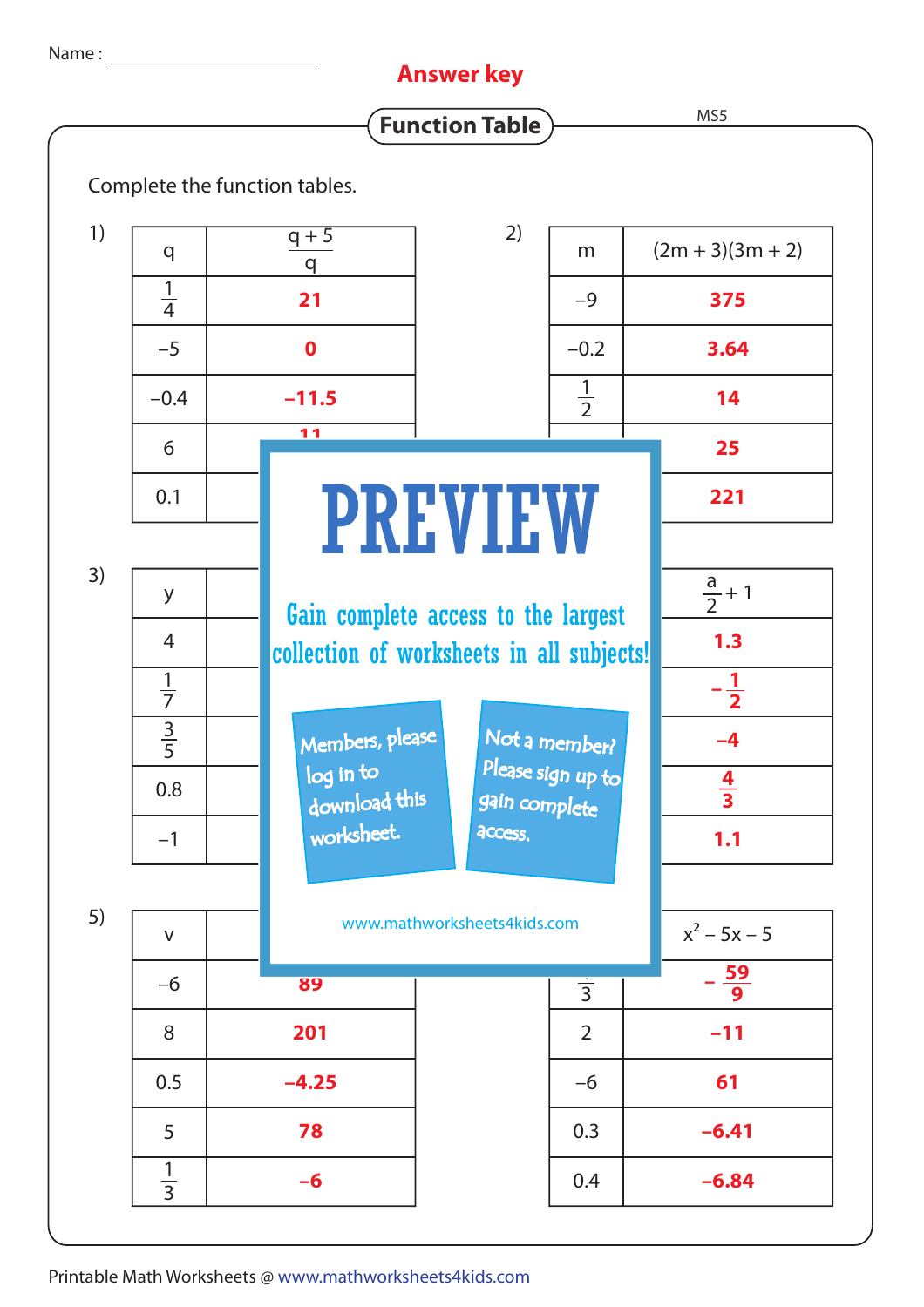Name : ____________________

**Answer key**

## Function Table

MS5

Complete the function tables.

1)

| q | $\frac{q+5}{q}$ |
|---|---|
| $\frac{1}{4}$ | **21** |
| –5 | **0** |
| –0.4 | **–11.5** |
| 6 | **11** |
| 0.1 | |

2)

| m | (2m + 3)(3m + 2) |
|---|---|
| –9 | **375** |
| –0.2 | **3.64** |
| $\frac{1}{2}$ | **14** |
| | **25** |
| | **221** |

3)

| y | |
|---|---|
| 4 | |
| $\frac{1}{7}$ | |
| $\frac{3}{5}$ | |
| 0.8 | |
| –1 | |

4)

| | $\frac{a}{2} + 1$ |
|---|---|
| | **1.3** |
| | **$-\frac{1}{2}$** |
| | **–4** |
| | **$\frac{4}{3}$** |
| | **1.1** |

**PREVIEW**

Gain complete access to the largest collection of worksheets in all subjects!

Members, please log in to download this worksheet.

Not a member? Please sign up to gain complete access.

www.mathworksheets4kids.com

5)

| v | |
|---|---|
| –6 | **89** |
| 8 | **201** |
| 0.5 | **–4.25** |
| 5 | **78** |
| $\frac{1}{3}$ | **–6** |

6)

| | $x^2 - 5x - 5$ |
|---|---|
| $\frac{}{3}$ | **$-\frac{59}{9}$** |
| 2 | **–11** |
| –6 | **61** |
| 0.3 | **–6.41** |
| 0.4 | **–6.84** |

Printable Math Worksheets @ www.mathworksheets4kids.com